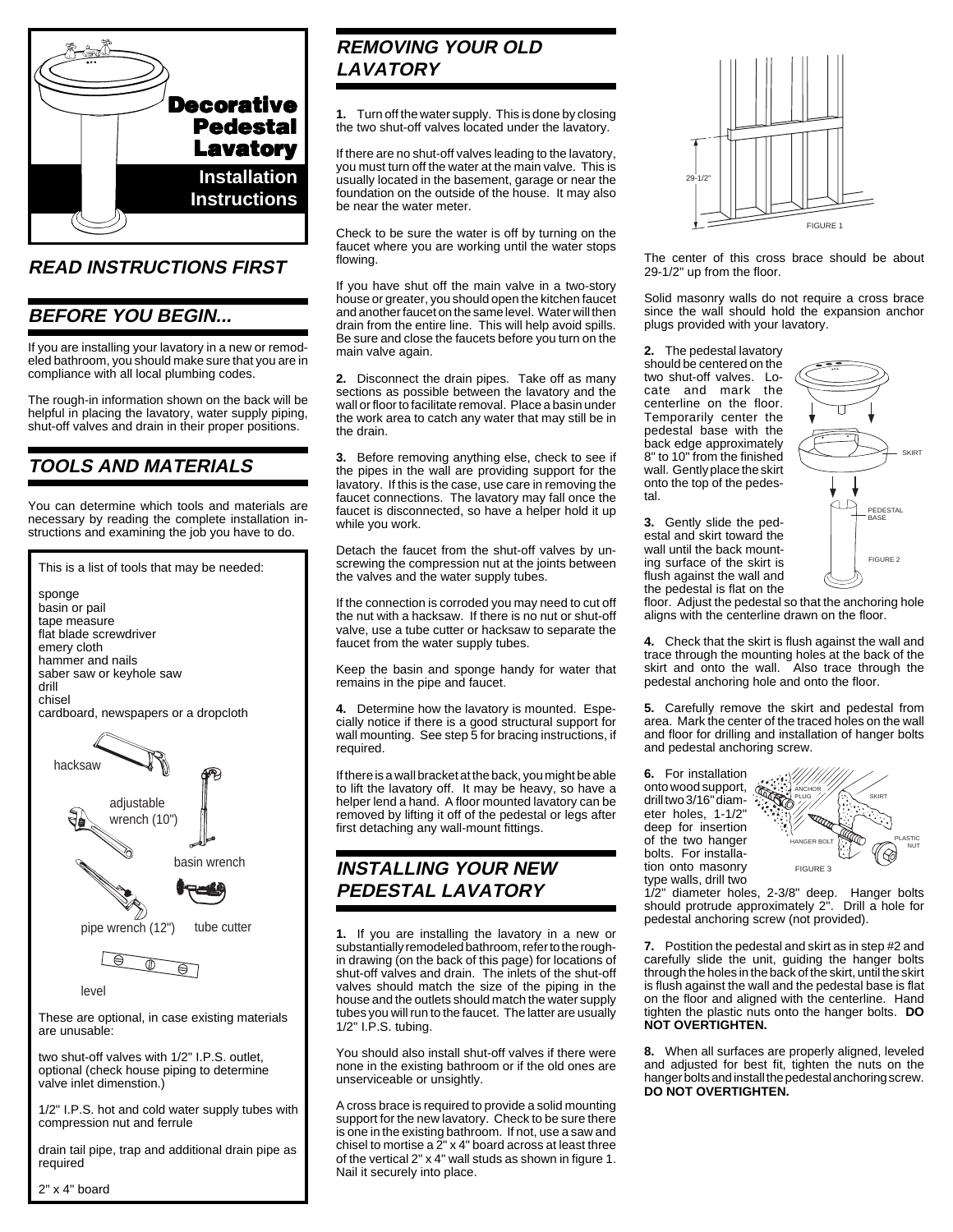# Decorative Pedestal Lavatory

**Installation Instructions**

## READ INSTRUCTIONS FIRST

## BEFORE YOU BEGIN...

If you are installing your lavatory in a new or remodeled bathroom, you should make sure that you are in compliance with all local plumbing codes.

The rough-in information shown on the back will be helpful in placing the lavatory, water supply piping, shut-off valves and drain in their proper positions.

## TOOLS AND MATERIALS

You can determine which tools and materials are necessary by reading the complete installation instructions and examining the job you have to do.

This is a list of tools that may be needed:

sponge
basin or pail
tape measure
flat blade screwdriver
emery cloth
hammer and nails
saber saw or keyhole saw
drill
chisel
cardboard, newspapers or a dropcloth

hacksaw
adjustable wrench (10")
basin wrench
pipe wrench (12")
tube cutter
level

These are optional, in case existing materials are unusable:

two shut-off valves with 1/2" I.P.S. outlet, optional (check house piping to determine valve inlet dimenstion.)

1/2" I.P.S. hot and cold water supply tubes with compression nut and ferrule

drain tail pipe, trap and additional drain pipe as required

2" x 4" board

## REMOVING YOUR OLD LAVATORY

**1.** Turn off the water supply. This is done by closing the two shut-off valves located under the lavatory.

If there are no shut-off valves leading to the lavatory, you must turn off the water at the main valve. This is usually located in the basement, garage or near the foundation on the outside of the house. It may also be near the water meter.

Check to be sure the water is off by turning on the faucet where you are working until the water stops flowing.

If you have shut off the main valve in a two-story house or greater, you should open the kitchen faucet and another faucet on the same level. Water will then drain from the entire line. This will help avoid spills. Be sure and close the faucets before you turn on the main valve again.

**2.** Disconnect the drain pipes. Take off as many sections as possible between the lavatory and the wall or floor to facilitate removal. Place a basin under the work area to catch any water that may still be in the drain.

**3.** Before removing anything else, check to see if the pipes in the wall are providing support for the lavatory. If this is the case, use care in removing the faucet connections. The lavatory may fall once the faucet is disconnected, so have a helper hold it up while you work.

Detach the faucet from the shut-off valves by unscrewing the compression nut at the joints between the valves and the water supply tubes.

If the connection is corroded you may need to cut off the nut with a hacksaw. If there is no nut or shut-off valve, use a tube cutter or hacksaw to separate the faucet from the water supply tubes.

Keep the basin and sponge handy for water that remains in the pipe and faucet.

**4.** Determine how the lavatory is mounted. Especially notice if there is a good structural support for wall mounting. See step 5 for bracing instructions, if required.

If there is a wall bracket at the back, you might be able to lift the lavatory off. It may be heavy, so have a helper lend a hand. A floor mounted lavatory can be removed by lifting it off of the pedestal or legs after first detaching any wall-mount fittings.

## INSTALLING YOUR NEW PEDESTAL LAVATORY

**1.** If you are installing the lavatory in a new or substantially remodeled bathroom, refer to the rough-in drawing (on the back of this page) for locations of shut-off valves and drain. The inlets of the shut-off valves should match the size of the piping in the house and the outlets should match the water supply tubes you will run to the faucet. The latter are usually 1/2" I.P.S. tubing.

You should also install shut-off valves if there were none in the existing bathroom or if the old ones are unserviceable or unsightly.

A cross brace is required to provide a solid mounting support for the new lavatory. Check to be sure there is one in the existing bathroom. If not, use a saw and chisel to mortise a 2" x 4" board across at least three of the vertical 2" x 4" wall studs as shown in figure 1. Nail it securely into place.

29-1/2"

FIGURE 1

The center of this cross brace should be about 29-1/2" up from the floor.

Solid masonry walls do not require a cross brace since the wall should hold the expansion anchor plugs provided with your lavatory.

**2.** The pedestal lavatory should be centered on the two shut-off valves. Locate and mark the centerline on the floor. Temporarily center the pedestal base with the back edge approximately 8" to 10" from the finished wall. Gently place the skirt onto the top of the pedestal.

SKIRT
PEDESTAL BASE
FIGURE 2

**3.** Gently slide the pedestal and skirt toward the wall until the back mounting surface of the skirt is flush against the wall and the pedestal is flat on the floor. Adjust the pedestal so that the anchoring hole aligns with the centerline drawn on the floor.

**4.** Check that the skirt is flush against the wall and trace through the mounting holes at the back of the skirt and onto the wall. Also trace through the pedestal anchoring hole and onto the floor.

**5.** Carefully remove the skirt and pedestal from area. Mark the center of the traced holes on the wall and floor for drilling and installation of hanger bolts and pedestal anchoring screw.

**6.** For installation onto wood support, drill two 3/16" diameter holes, 1-1/2" deep for insertion of the two hanger bolts. For installation onto masonry type walls, drill two 1/2" diameter holes, 2-3/8" deep. Hanger bolts should protrude approximately 2". Drill a hole for pedestal anchoring screw (not provided).

ANCHOR PLUG
SKIRT
HANGER BOLT
PLASTIC NUT
FIGURE 3

**7.** Postition the pedestal and skirt as in step #2 and carefully slide the unit, guiding the hanger bolts through the holes in the back of the skirt, until the skirt is flush against the wall and the pedestal base is flat on the floor and aligned with the centerline. Hand tighten the plastic nuts onto the hanger bolts. **DO NOT OVERTIGHTEN.**

**8.** When all surfaces are properly aligned, leveled and adjusted for best fit, tighten the nuts on the hanger bolts and install the pedestal anchoring screw. **DO NOT OVERTIGHTEN.**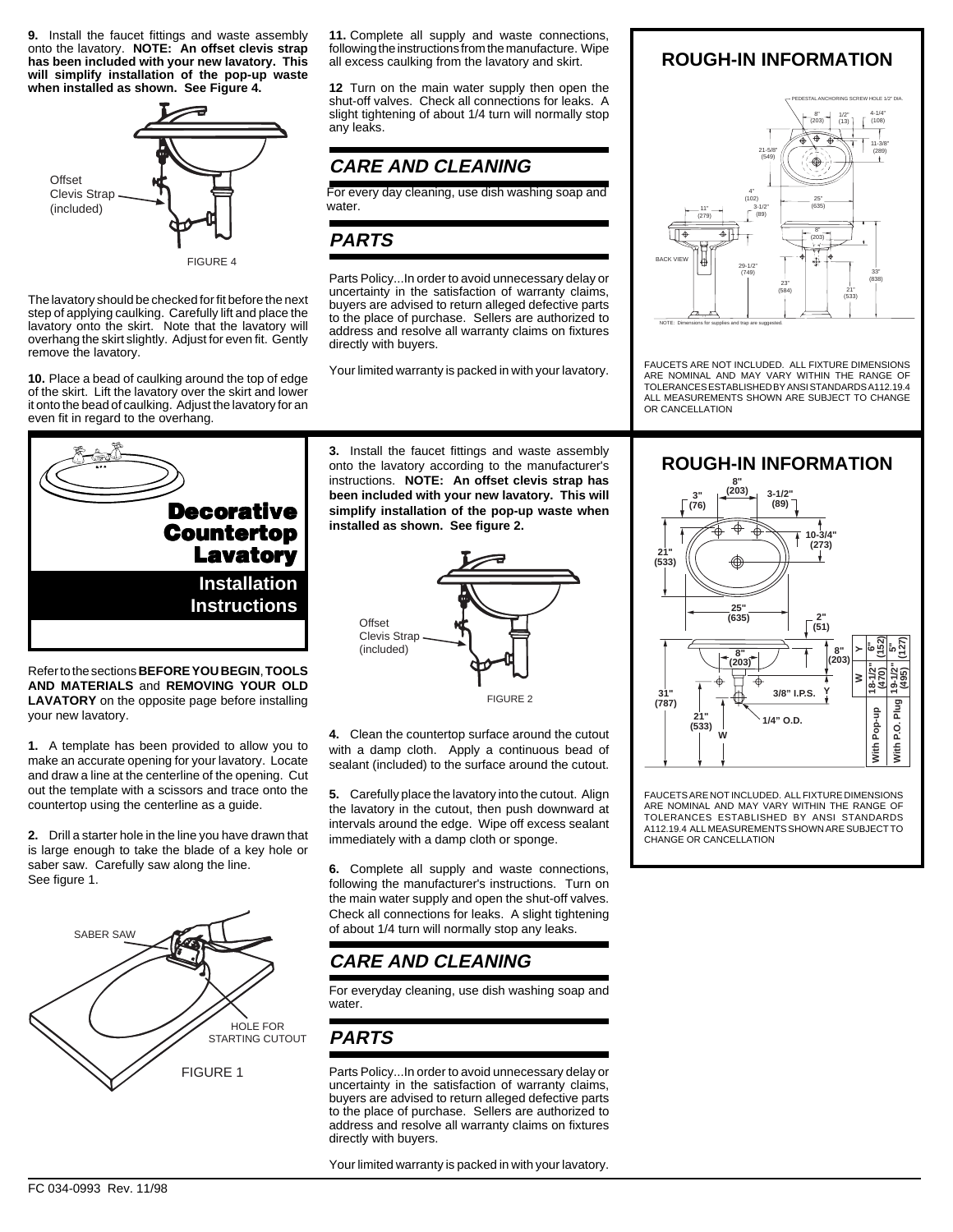**9.** Install the faucet fittings and waste assembly onto the lavatory. **NOTE: An offset clevis strap has been included with your new lavatory. This will simplify installation of the pop-up waste when installed as shown. See Figure 4.**

Offset Clevis Strap (included)

FIGURE 4

The lavatory should be checked for fit before the next step of applying caulking. Carefully lift and place the lavatory onto the skirt. Note that the lavatory will overhang the skirt slightly. Adjust for even fit. Gently remove the lavatory.

**10.** Place a bead of caulking around the top of edge of the skirt. Lift the lavatory over the skirt and lower it onto the bead of caulking. Adjust the lavatory for an even fit in regard to the overhang.

**11.** Complete all supply and waste connections, following the instructions from the manufacture. Wipe all excess caulking from the lavatory and skirt.

**12** Turn on the main water supply then open the shut-off valves. Check all connections for leaks. A slight tightening of about 1/4 turn will normally stop any leaks.

## *CARE AND CLEANING*

For every day cleaning, use dish washing soap and water.

## *PARTS*

Parts Policy...In order to avoid unnecessary delay or uncertainty in the satisfaction of warranty claims, buyers are advised to return alleged defective parts to the place of purchase. Sellers are authorized to address and resolve all warranty claims on fixtures directly with buyers.

Your limited warranty is packed in with your lavatory.

## ROUGH-IN INFORMATION

PEDESTAL ANCHORING SCREW HOLE 1/2" DIA.

8" (203) · 1/2" (13) · 4-1/4" (108) · 11-3/8" (289) · 21-5/8" (549) · 4" (102) · 3-1/2" (89) · 25" (635) · 11" (279) · 8" (203) · BACK VIEW · 29-1/2" (749) · 23" (584) · 21" (533) · 33" (838)

NOTE: Dimensions for supplies and trap are suggested.

FAUCETS ARE NOT INCLUDED. ALL FIXTURE DIMENSIONS ARE NOMINAL AND MAY VARY WITHIN THE RANGE OF TOLERANCES ESTABLISHED BY ANSI STANDARDS A112.19.4 ALL MEASUREMENTS SHOWN ARE SUBJECT TO CHANGE OR CANCELLATION

# Decorative Countertop Lavatory

## Installation Instructions

Refer to the sections **BEFORE YOU BEGIN**, **TOOLS AND MATERIALS** and **REMOVING YOUR OLD LAVATORY** on the opposite page before installing your new lavatory.

**1.** A template has been provided to allow you to make an accurate opening for your lavatory. Locate and draw a line at the centerline of the opening. Cut out the template with a scissors and trace onto the countertop using the centerline as a guide.

**2.** Drill a starter hole in the line you have drawn that is large enough to take the blade of a key hole or saber saw. Carefully saw along the line. See figure 1.

SABER SAW

HOLE FOR STARTING CUTOUT

FIGURE 1

**3.** Install the faucet fittings and waste assembly onto the lavatory according to the manufacturer's instructions. **NOTE: An offset clevis strap has been included with your new lavatory. This will simplify installation of the pop-up waste when installed as shown. See figure 2.**

Offset Clevis Strap (included)

FIGURE 2

**4.** Clean the countertop surface around the cutout with a damp cloth. Apply a continuous bead of sealant (included) to the surface around the cutout.

**5.** Carefully place the lavatory into the cutout. Align the lavatory in the cutout, then push downward at intervals around the edge. Wipe off excess sealant immediately with a damp cloth or sponge.

**6.** Complete all supply and waste connections, following the manufacturer's instructions. Turn on the main water supply and open the shut-off valves. Check all connections for leaks. A slight tightening of about 1/4 turn will normally stop any leaks.

## *CARE AND CLEANING*

For everyday cleaning, use dish washing soap and water.

## *PARTS*

Parts Policy...In order to avoid unnecessary delay or uncertainty in the satisfaction of warranty claims, buyers are advised to return alleged defective parts to the place of purchase. Sellers are authorized to address and resolve all warranty claims on fixtures directly with buyers.

Your limited warranty is packed in with your lavatory.

## ROUGH-IN INFORMATION

8" (203) · 3" (76) · 3-1/2" (89) · 10-3/4" (273) · 21" (533) · 25" (635) · 2" (51) · 8" (203) · 8" (203) · 3/8" I.P.S. · 31" (787) · 21" (533) · 1/4" O.D.

| | With Pop-up | With P.O. Plug |
|---|---|---|
| Y | 6" (152) | 5" (127) |
| W | 18-1/2" (470) | 19-1/2" (495) |

FAUCETS ARE NOT INCLUDED. ALL FIXTURE DIMENSIONS ARE NOMINAL AND MAY VARY WITHIN THE RANGE OF TOLERANCES ESTABLISHED BY ANSI STANDARDS A112.19.4 ALL MEASUREMENTS SHOWN ARE SUBJECT TO CHANGE OR CANCELLATION

FC 034-0993 Rev. 11/98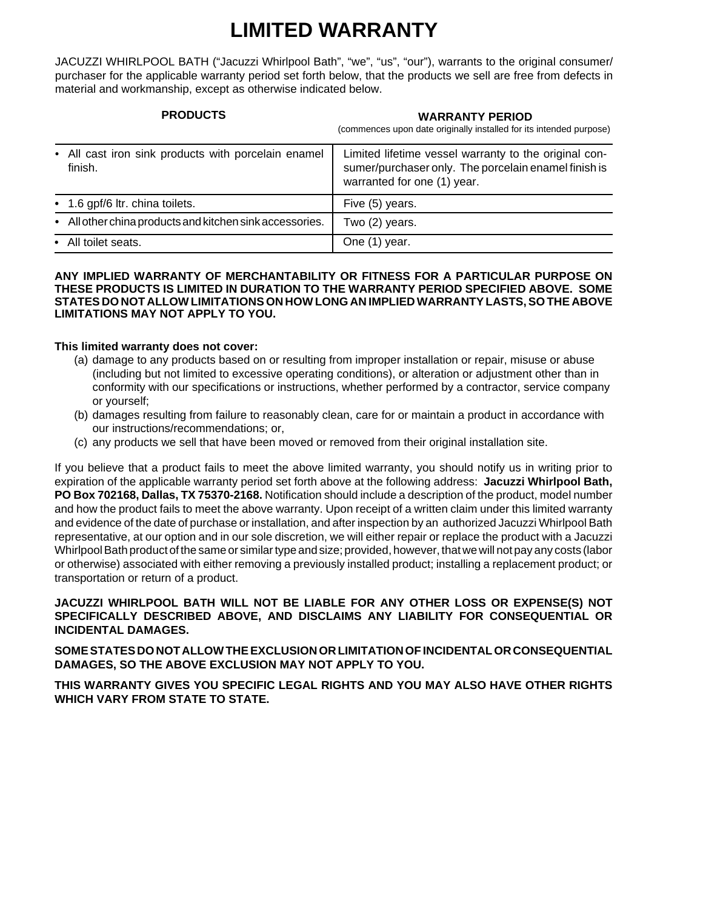# LIMITED WARRANTY

JACUZZI WHIRLPOOL BATH ("Jacuzzi Whirlpool Bath", "we", "us", "our"), warrants to the original consumer/purchaser for the applicable warranty period set forth below, that the products we sell are free from defects in material and workmanship, except as otherwise indicated below.

| **PRODUCTS** | **WARRANTY PERIOD** (commences upon date originally installed for its intended purpose) |
|---|---|
| • All cast iron sink products with porcelain enamel finish. | Limited lifetime vessel warranty to the original consumer/purchaser only. The porcelain enamel finish is warranted for one (1) year. |
| • 1.6 gpf/6 ltr. china toilets. | Five (5) years. |
| • All other china products and kitchen sink accessories. | Two (2) years. |
| • All toilet seats. | One (1) year. |

**ANY IMPLIED WARRANTY OF MERCHANTABILITY OR FITNESS FOR A PARTICULAR PURPOSE ON THESE PRODUCTS IS LIMITED IN DURATION TO THE WARRANTY PERIOD SPECIFIED ABOVE. SOME STATES DO NOT ALLOW LIMITATIONS ON HOW LONG AN IMPLIED WARRANTY LASTS, SO THE ABOVE LIMITATIONS MAY NOT APPLY TO YOU.**

**This limited warranty does not cover:**

(a) damage to any products based on or resulting from improper installation or repair, misuse or abuse (including but not limited to excessive operating conditions), or alteration or adjustment other than in conformity with our specifications or instructions, whether performed by a contractor, service company or yourself;

(b) damages resulting from failure to reasonably clean, care for or maintain a product in accordance with our instructions/recommendations; or,

(c) any products we sell that have been moved or removed from their original installation site.

If you believe that a product fails to meet the above limited warranty, you should notify us in writing prior to expiration of the applicable warranty period set forth above at the following address: **Jacuzzi Whirlpool Bath, PO Box 702168, Dallas, TX 75370-2168.** Notification should include a description of the product, model number and how the product fails to meet the above warranty. Upon receipt of a written claim under this limited warranty and evidence of the date of purchase or installation, and after inspection by an authorized Jacuzzi Whirlpool Bath representative, at our option and in our sole discretion, we will either repair or replace the product with a Jacuzzi Whirlpool Bath product of the same or similar type and size; provided, however, that we will not pay any costs (labor or otherwise) associated with either removing a previously installed product; installing a replacement product; or transportation or return of a product.

**JACUZZI WHIRLPOOL BATH WILL NOT BE LIABLE FOR ANY OTHER LOSS OR EXPENSE(S) NOT SPECIFICALLY DESCRIBED ABOVE, AND DISCLAIMS ANY LIABILITY FOR CONSEQUENTIAL OR INCIDENTAL DAMAGES.**

**SOME STATES DO NOT ALLOW THE EXCLUSION OR LIMITATION OF INCIDENTAL OR CONSEQUENTIAL DAMAGES, SO THE ABOVE EXCLUSION MAY NOT APPLY TO YOU.**

**THIS WARRANTY GIVES YOU SPECIFIC LEGAL RIGHTS AND YOU MAY ALSO HAVE OTHER RIGHTS WHICH VARY FROM STATE TO STATE.**